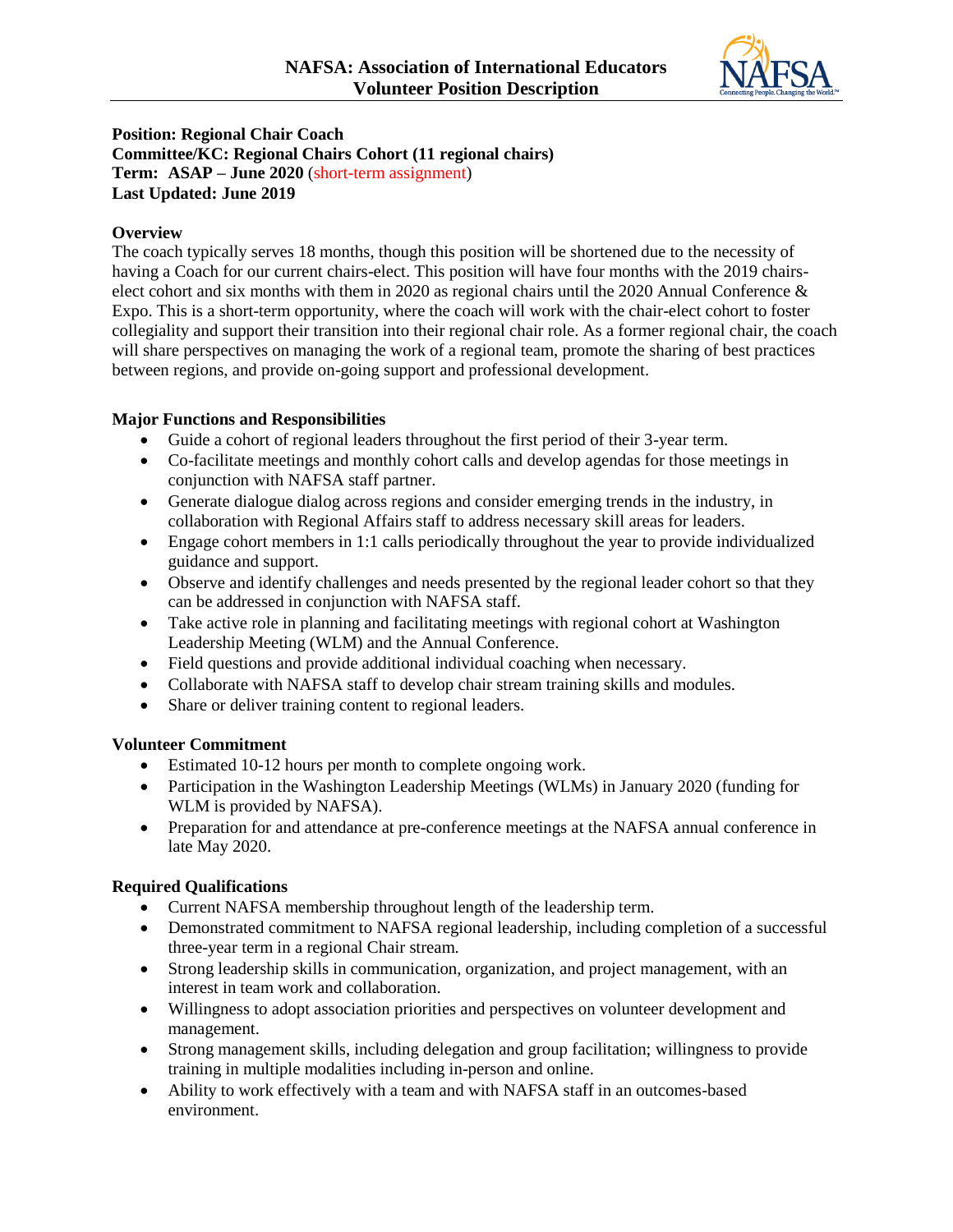# NAFSA: Association of International Educators
# Volunteer Position Description

**Position: Regional Chair Coach**
**Committee/KC: Regional Chairs Cohort (11 regional chairs)**
**Term: ASAP – June 2020** (short-term assignment)
**Last Updated: June 2019**

## Overview

The coach typically serves 18 months, though this position will be shortened due to the necessity of having a Coach for our current chairs-elect. This position will have four months with the 2019 chairs-elect cohort and six months with them in 2020 as regional chairs until the 2020 Annual Conference & Expo. This is a short-term opportunity, where the coach will work with the chair-elect cohort to foster collegiality and support their transition into their regional chair role. As a former regional chair, the coach will share perspectives on managing the work of a regional team, promote the sharing of best practices between regions, and provide on-going support and professional development.

## Major Functions and Responsibilities

- Guide a cohort of regional leaders throughout the first period of their 3-year term.
- Co-facilitate meetings and monthly cohort calls and develop agendas for those meetings in conjunction with NAFSA staff partner.
- Generate dialogue dialog across regions and consider emerging trends in the industry, in collaboration with Regional Affairs staff to address necessary skill areas for leaders.
- Engage cohort members in 1:1 calls periodically throughout the year to provide individualized guidance and support.
- Observe and identify challenges and needs presented by the regional leader cohort so that they can be addressed in conjunction with NAFSA staff.
- Take active role in planning and facilitating meetings with regional cohort at Washington Leadership Meeting (WLM) and the Annual Conference.
- Field questions and provide additional individual coaching when necessary.
- Collaborate with NAFSA staff to develop chair stream training skills and modules.
- Share or deliver training content to regional leaders.

## Volunteer Commitment

- Estimated 10-12 hours per month to complete ongoing work.
- Participation in the Washington Leadership Meetings (WLMs) in January 2020 (funding for WLM is provided by NAFSA).
- Preparation for and attendance at pre-conference meetings at the NAFSA annual conference in late May 2020.

## Required Qualifications

- Current NAFSA membership throughout length of the leadership term.
- Demonstrated commitment to NAFSA regional leadership, including completion of a successful three-year term in a regional Chair stream.
- Strong leadership skills in communication, organization, and project management, with an interest in team work and collaboration.
- Willingness to adopt association priorities and perspectives on volunteer development and management.
- Strong management skills, including delegation and group facilitation; willingness to provide training in multiple modalities including in-person and online.
- Ability to work effectively with a team and with NAFSA staff in an outcomes-based environment.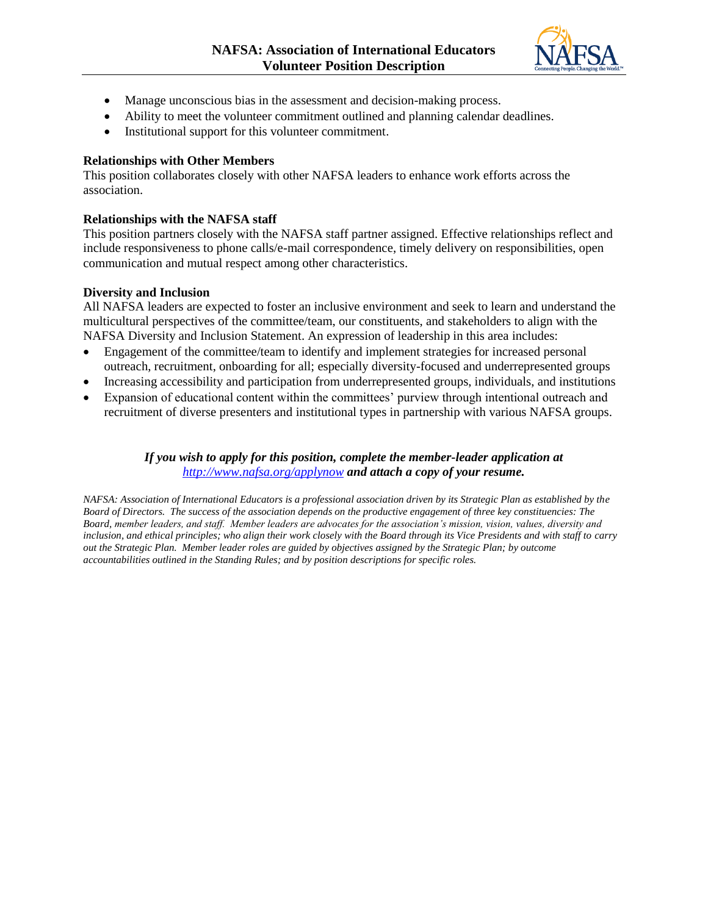- Manage unconscious bias in the assessment and decision-making process.
- Ability to meet the volunteer commitment outlined and planning calendar deadlines.
- Institutional support for this volunteer commitment.

**Relationships with Other Members**

This position collaborates closely with other NAFSA leaders to enhance work efforts across the association.

**Relationships with the NAFSA staff**

This position partners closely with the NAFSA staff partner assigned. Effective relationships reflect and include responsiveness to phone calls/e-mail correspondence, timely delivery on responsibilities, open communication and mutual respect among other characteristics.

**Diversity and Inclusion**

All NAFSA leaders are expected to foster an inclusive environment and seek to learn and understand the multicultural perspectives of the committee/team, our constituents, and stakeholders to align with the NAFSA Diversity and Inclusion Statement. An expression of leadership in this area includes:

- Engagement of the committee/team to identify and implement strategies for increased personal outreach, recruitment, onboarding for all; especially diversity-focused and underrepresented groups
- Increasing accessibility and participation from underrepresented groups, individuals, and institutions
- Expansion of educational content within the committees' purview through intentional outreach and recruitment of diverse presenters and institutional types in partnership with various NAFSA groups.

***If you wish to apply for this position, complete the member-leader application at [http://www.nafsa.org/applynow](http://www.nafsa.org/applynow) and attach a copy of your resume.***

*NAFSA: Association of International Educators is a professional association driven by its Strategic Plan as established by the Board of Directors. The success of the association depends on the productive engagement of three key constituencies: The Board, member leaders, and staff. Member leaders are advocates for the association's mission, vision, values, diversity and inclusion, and ethical principles; who align their work closely with the Board through its Vice Presidents and with staff to carry out the Strategic Plan. Member leader roles are guided by objectives assigned by the Strategic Plan; by outcome accountabilities outlined in the Standing Rules; and by position descriptions for specific roles.*